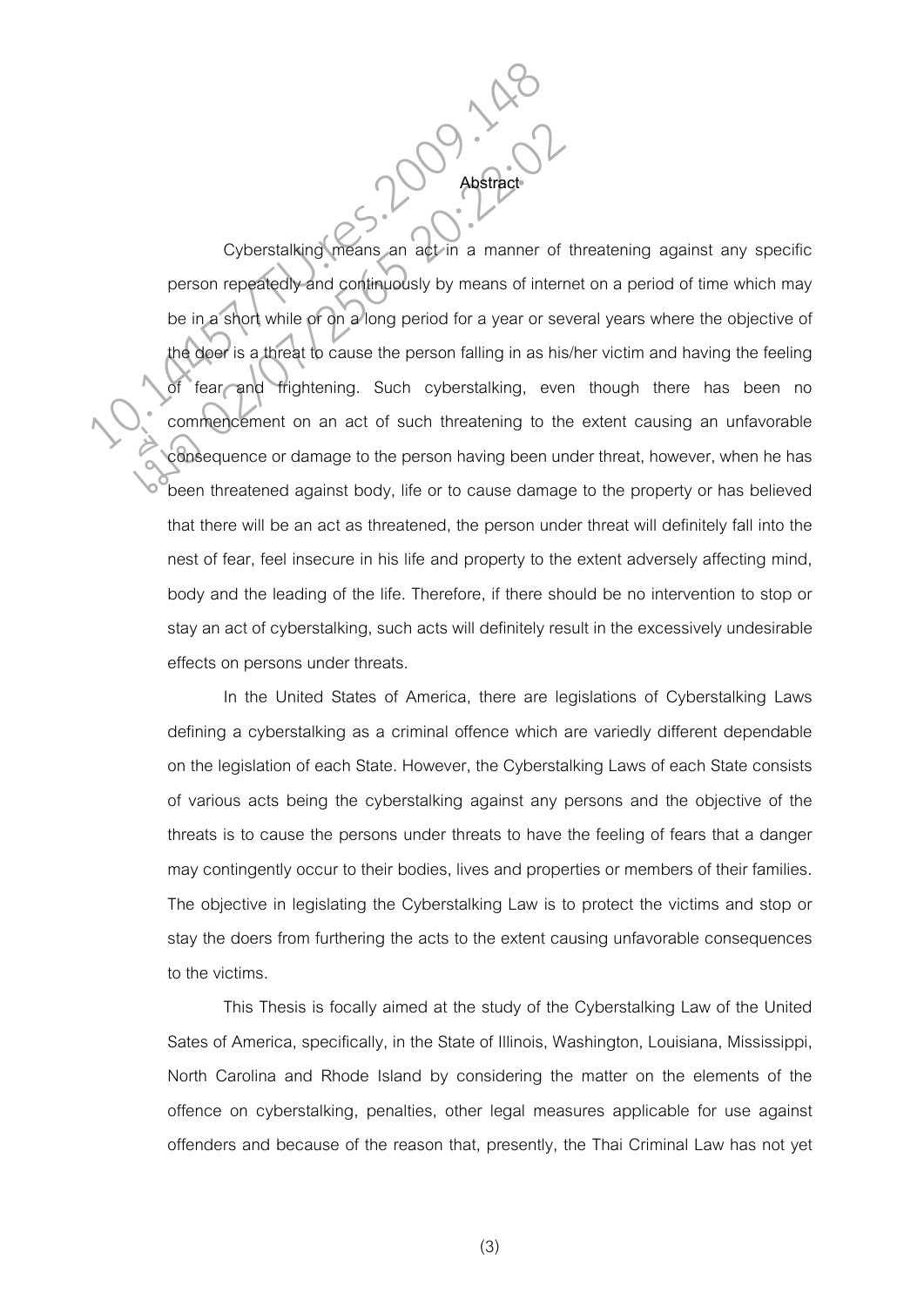# Abstract

Cyberstalking means an act in a manner of threatening against any specific person repeatedly and continuously by means of internet on a period of time which may be in a short while or on a long period for a year or several years where the objective of the doer is a threat to cause the person falling in as his/her victim and having the feeling of fear and frightening. Such cyberstalking, even though there has been no commencement on an act of such threatening to the extent causing an unfavorable consequence or damage to the person having been under threat, however, when he has been threatened against body, life or to cause damage to the property or has believed that there will be an act as threatened, the person under threat will definitely fall into the nest of fear, feel insecure in his life and property to the extent adversely affecting mind, body and the leading of the life. Therefore, if there should be no intervention to stop or stay an act of cyberstalking, such acts will definitely result in the excessively undesirable effects on persons under threats.

In the United States of America, there are legislations of Cyberstalking Laws defining a cyberstalking as a criminal offence which are variedly different dependable on the legislation of each State. However, the Cyberstalking Laws of each State consists of various acts being the cyberstalking against any persons and the objective of the threats is to cause the persons under threats to have the feeling of fears that a danger may contingently occur to their bodies, lives and properties or members of their families. The objective in legislating the Cyberstalking Law is to protect the victims and stop or stay the doers from furthering the acts to the extent causing unfavorable consequences to the victims.

This Thesis is focally aimed at the study of the Cyberstalking Law of the United Sates of America, specifically, in the State of Illinois, Washington, Louisiana, Mississippi, North Carolina and Rhode Island by considering the matter on the elements of the offence on cyberstalking, penalties, other legal measures applicable for use against offenders and because of the reason that, presently, the Thai Criminal Law has not yet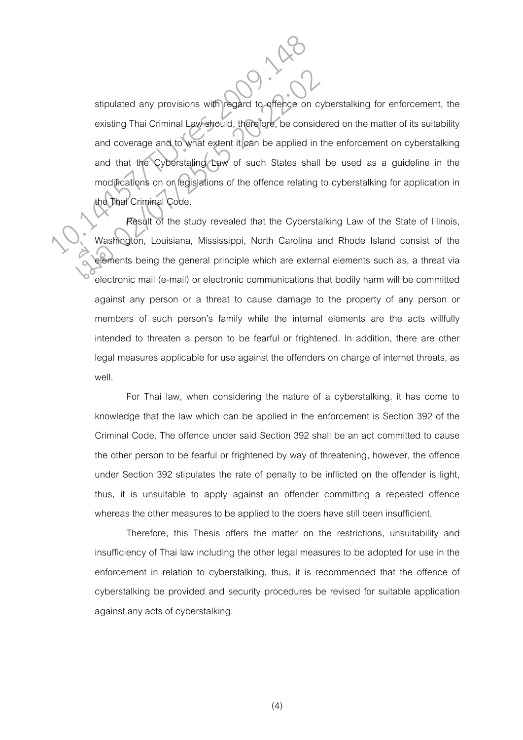stipulated any provisions with regard to offence on cyberstalking for enforcement, the existing Thai Criminal Law should, therefore, be considered on the matter of its suitability and coverage and to what extent it can be applied in the enforcement on cyberstalking and that the Cyberstaling Law of such States shall be used as a guideline in the modifications on or legislations of the offence relating to cyberstalking for application in the Thai Criminal Code.

Result of the study revealed that the Cyberstalking Law of the State of Illinois, Washington, Louisiana, Mississippi, North Carolina and Rhode Island consist of the elements being the general principle which are external elements such as, a threat via electronic mail (e-mail) or electronic communications that bodily harm will be committed against any person or a threat to cause damage to the property of any person or members of such person's family while the internal elements are the acts willfully intended to threaten a person to be fearful or frightened. In addition, there are other legal measures applicable for use against the offenders on charge of internet threats, as well.

For Thai law, when considering the nature of a cyberstalking, it has come to knowledge that the law which can be applied in the enforcement is Section 392 of the Criminal Code. The offence under said Section 392 shall be an act committed to cause the other person to be fearful or frightened by way of threatening, however, the offence under Section 392 stipulates the rate of penalty to be inflicted on the offender is light, thus, it is unsuitable to apply against an offender committing a repeated offence whereas the other measures to be applied to the doers have still been insufficient.

Therefore, this Thesis offers the matter on the restrictions, unsuitability and insufficiency of Thai law including the other legal measures to be adopted for use in the enforcement in relation to cyberstalking, thus, it is recommended that the offence of cyberstalking be provided and security procedures be revised for suitable application against any acts of cyberstalking.